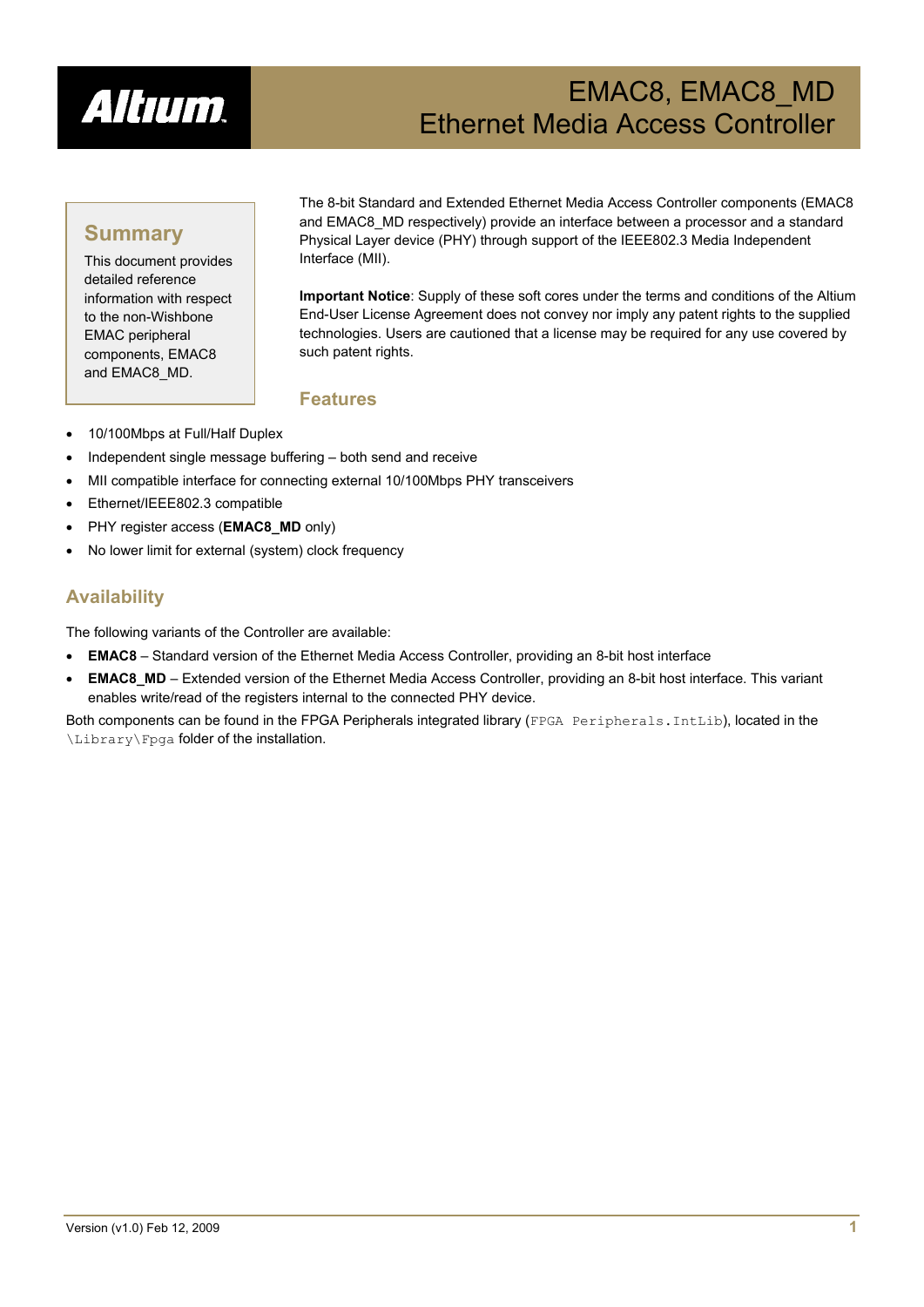# EMAC8, EMAC8_MD Ethernet Media Access Controller

## Summary

This document provides detailed reference information with respect to the non-Wishbone EMAC peripheral components, EMAC8 and EMAC8_MD.

The 8-bit Standard and Extended Ethernet Media Access Controller components (EMAC8 and EMAC8_MD respectively) provide an interface between a processor and a standard Physical Layer device (PHY) through support of the IEEE802.3 Media Independent Interface (MII).

**Important Notice**: Supply of these soft cores under the terms and conditions of the Altium End-User License Agreement does not convey nor imply any patent rights to the supplied technologies. Users are cautioned that a license may be required for any use covered by such patent rights.

## Features

- 10/100Mbps at Full/Half Duplex
- Independent single message buffering – both send and receive
- MII compatible interface for connecting external 10/100Mbps PHY transceivers
- Ethernet/IEEE802.3 compatible
- PHY register access (**EMAC8_MD** only)
- No lower limit for external (system) clock frequency

## Availability

The following variants of the Controller are available:

- **EMAC8** – Standard version of the Ethernet Media Access Controller, providing an 8-bit host interface
- **EMAC8_MD** – Extended version of the Ethernet Media Access Controller, providing an 8-bit host interface. This variant enables write/read of the registers internal to the connected PHY device.

Both components can be found in the FPGA Peripherals integrated library (`FPGA Peripherals.IntLib`), located in the `\Library\Fpga` folder of the installation.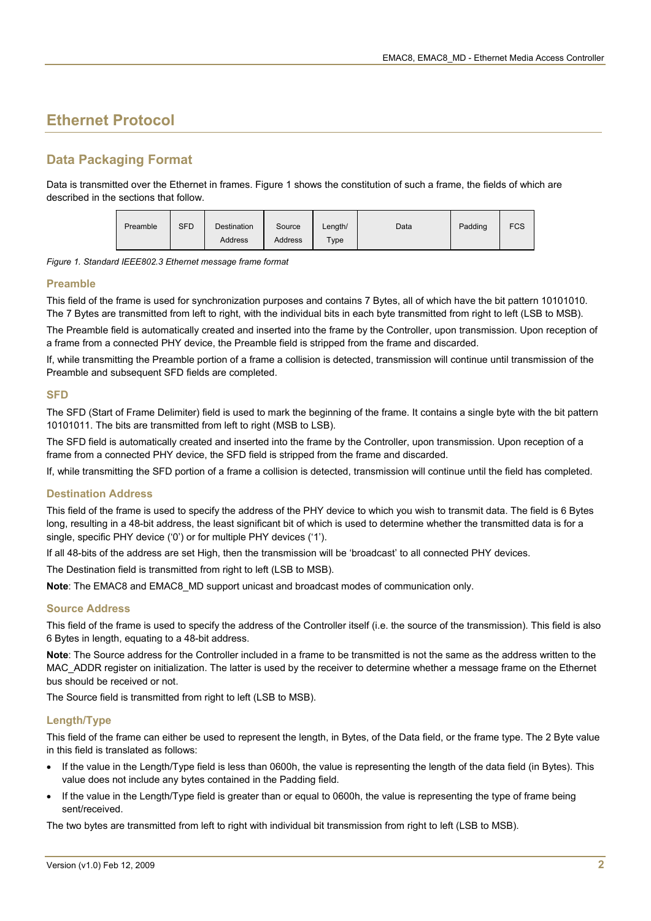# Ethernet Protocol

## Data Packaging Format

Data is transmitted over the Ethernet in frames. Figure 1 shows the constitution of such a frame, the fields of which are described in the sections that follow.

| Preamble | SFD | Destination Address | Source Address | Length/ Type | Data | Padding | FCS |
|---|---|---|---|---|---|---|---|

*Figure 1. Standard IEEE802.3 Ethernet message frame format*

### Preamble

This field of the frame is used for synchronization purposes and contains 7 Bytes, all of which have the bit pattern 10101010. The 7 Bytes are transmitted from left to right, with the individual bits in each byte transmitted from right to left (LSB to MSB).

The Preamble field is automatically created and inserted into the frame by the Controller, upon transmission. Upon reception of a frame from a connected PHY device, the Preamble field is stripped from the frame and discarded.

If, while transmitting the Preamble portion of a frame a collision is detected, transmission will continue until transmission of the Preamble and subsequent SFD fields are completed.

### SFD

The SFD (Start of Frame Delimiter) field is used to mark the beginning of the frame. It contains a single byte with the bit pattern 10101011. The bits are transmitted from left to right (MSB to LSB).

The SFD field is automatically created and inserted into the frame by the Controller, upon transmission. Upon reception of a frame from a connected PHY device, the SFD field is stripped from the frame and discarded.

If, while transmitting the SFD portion of a frame a collision is detected, transmission will continue until the field has completed.

### Destination Address

This field of the frame is used to specify the address of the PHY device to which you wish to transmit data. The field is 6 Bytes long, resulting in a 48-bit address, the least significant bit of which is used to determine whether the transmitted data is for a single, specific PHY device ('0') or for multiple PHY devices ('1').

If all 48-bits of the address are set High, then the transmission will be 'broadcast' to all connected PHY devices.

The Destination field is transmitted from right to left (LSB to MSB).

**Note**: The EMAC8 and EMAC8_MD support unicast and broadcast modes of communication only.

### Source Address

This field of the frame is used to specify the address of the Controller itself (i.e. the source of the transmission). This field is also 6 Bytes in length, equating to a 48-bit address.

**Note**: The Source address for the Controller included in a frame to be transmitted is not the same as the address written to the MAC_ADDR register on initialization. The latter is used by the receiver to determine whether a message frame on the Ethernet bus should be received or not.

The Source field is transmitted from right to left (LSB to MSB).

### Length/Type

This field of the frame can either be used to represent the length, in Bytes, of the Data field, or the frame type. The 2 Byte value in this field is translated as follows:

- If the value in the Length/Type field is less than 0600h, the value is representing the length of the data field (in Bytes). This value does not include any bytes contained in the Padding field.
- If the value in the Length/Type field is greater than or equal to 0600h, the value is representing the type of frame being sent/received.

The two bytes are transmitted from left to right with individual bit transmission from right to left (LSB to MSB).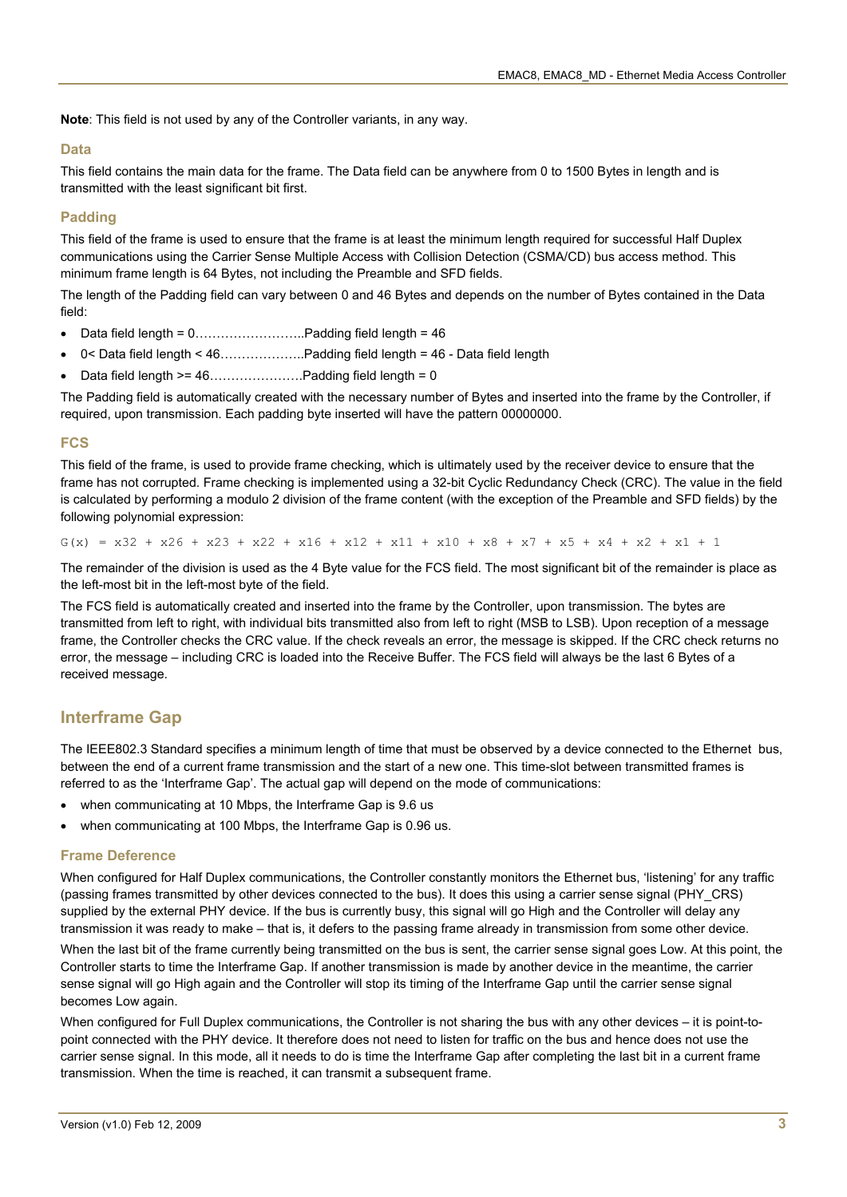**Note**: This field is not used by any of the Controller variants, in any way.

### Data

This field contains the main data for the frame. The Data field can be anywhere from 0 to 1500 Bytes in length and is transmitted with the least significant bit first.

### Padding

This field of the frame is used to ensure that the frame is at least the minimum length required for successful Half Duplex communications using the Carrier Sense Multiple Access with Collision Detection (CSMA/CD) bus access method. This minimum frame length is 64 Bytes, not including the Preamble and SFD fields.

The length of the Padding field can vary between 0 and 46 Bytes and depends on the number of Bytes contained in the Data field:

- Data field length = 0……………………..Padding field length = 46
- 0< Data field length < 46………………..Padding field length = 46 - Data field length
- Data field length >= 46………………….Padding field length = 0

The Padding field is automatically created with the necessary number of Bytes and inserted into the frame by the Controller, if required, upon transmission. Each padding byte inserted will have the pattern 00000000.

### FCS

This field of the frame, is used to provide frame checking, which is ultimately used by the receiver device to ensure that the frame has not corrupted. Frame checking is implemented using a 32-bit Cyclic Redundancy Check (CRC). The value in the field is calculated by performing a modulo 2 division of the frame content (with the exception of the Preamble and SFD fields) by the following polynomial expression:

```
G(x) = x32 + x26 + x23 + x22 + x16 + x12 + x11 + x10 + x8 + x7 + x5 + x4 + x2 + x1 + 1
```

The remainder of the division is used as the 4 Byte value for the FCS field. The most significant bit of the remainder is place as the left-most bit in the left-most byte of the field.

The FCS field is automatically created and inserted into the frame by the Controller, upon transmission. The bytes are transmitted from left to right, with individual bits transmitted also from left to right (MSB to LSB). Upon reception of a message frame, the Controller checks the CRC value. If the check reveals an error, the message is skipped. If the CRC check returns no error, the message – including CRC is loaded into the Receive Buffer. The FCS field will always be the last 6 Bytes of a received message.

## Interframe Gap

The IEEE802.3 Standard specifies a minimum length of time that must be observed by a device connected to the Ethernet bus, between the end of a current frame transmission and the start of a new one. This time-slot between transmitted frames is referred to as the 'Interframe Gap'. The actual gap will depend on the mode of communications:

- when communicating at 10 Mbps, the Interframe Gap is 9.6 us
- when communicating at 100 Mbps, the Interframe Gap is 0.96 us.

### Frame Deference

When configured for Half Duplex communications, the Controller constantly monitors the Ethernet bus, 'listening' for any traffic (passing frames transmitted by other devices connected to the bus). It does this using a carrier sense signal (PHY_CRS) supplied by the external PHY device. If the bus is currently busy, this signal will go High and the Controller will delay any transmission it was ready to make – that is, it defers to the passing frame already in transmission from some other device.

When the last bit of the frame currently being transmitted on the bus is sent, the carrier sense signal goes Low. At this point, the Controller starts to time the Interframe Gap. If another transmission is made by another device in the meantime, the carrier sense signal will go High again and the Controller will stop its timing of the Interframe Gap until the carrier sense signal becomes Low again.

When configured for Full Duplex communications, the Controller is not sharing the bus with any other devices – it is point-to-point connected with the PHY device. It therefore does not need to listen for traffic on the bus and hence does not use the carrier sense signal. In this mode, all it needs to do is time the Interframe Gap after completing the last bit in a current frame transmission. When the time is reached, it can transmit a subsequent frame.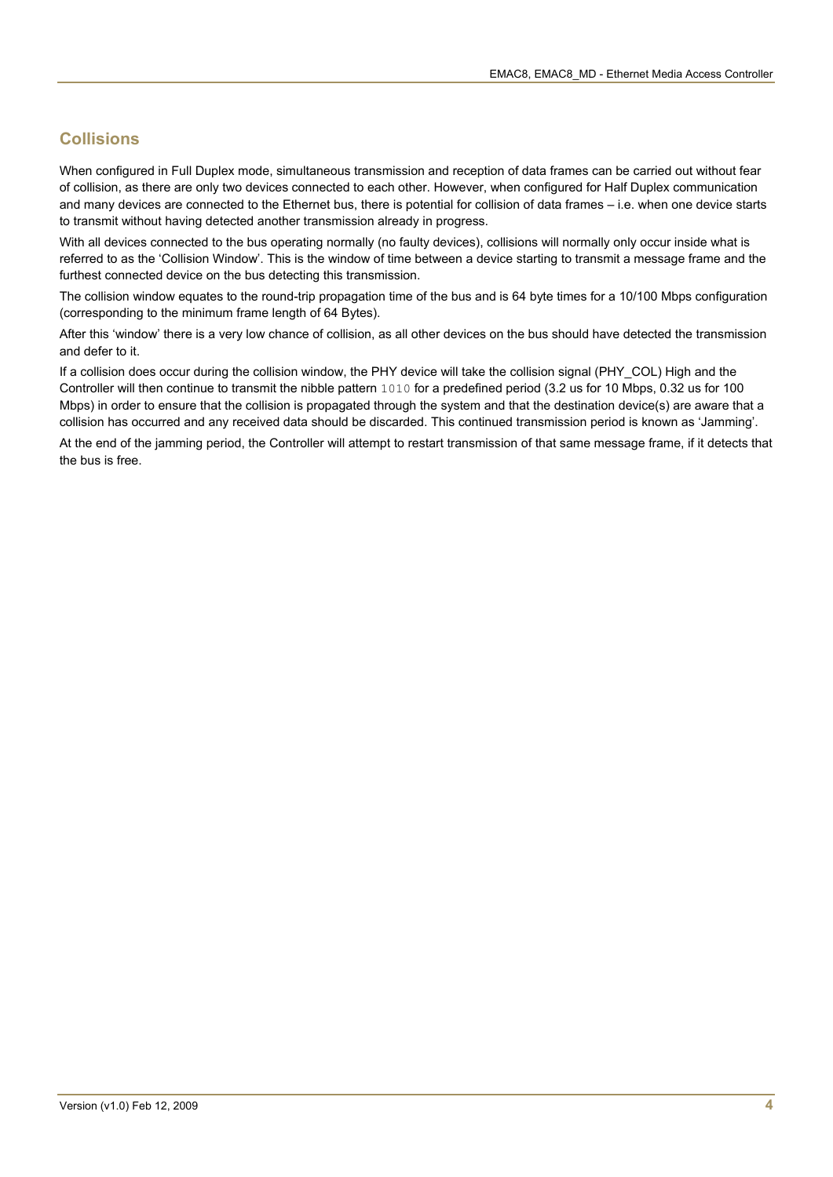## Collisions

When configured in Full Duplex mode, simultaneous transmission and reception of data frames can be carried out without fear of collision, as there are only two devices connected to each other. However, when configured for Half Duplex communication and many devices are connected to the Ethernet bus, there is potential for collision of data frames – i.e. when one device starts to transmit without having detected another transmission already in progress.

With all devices connected to the bus operating normally (no faulty devices), collisions will normally only occur inside what is referred to as the 'Collision Window'. This is the window of time between a device starting to transmit a message frame and the furthest connected device on the bus detecting this transmission.

The collision window equates to the round-trip propagation time of the bus and is 64 byte times for a 10/100 Mbps configuration (corresponding to the minimum frame length of 64 Bytes).

After this 'window' there is a very low chance of collision, as all other devices on the bus should have detected the transmission and defer to it.

If a collision does occur during the collision window, the PHY device will take the collision signal (PHY_COL) High and the Controller will then continue to transmit the nibble pattern `1010` for a predefined period (3.2 us for 10 Mbps, 0.32 us for 100 Mbps) in order to ensure that the collision is propagated through the system and that the destination device(s) are aware that a collision has occurred and any received data should be discarded. This continued transmission period is known as 'Jamming'.

At the end of the jamming period, the Controller will attempt to restart transmission of that same message frame, if it detects that the bus is free.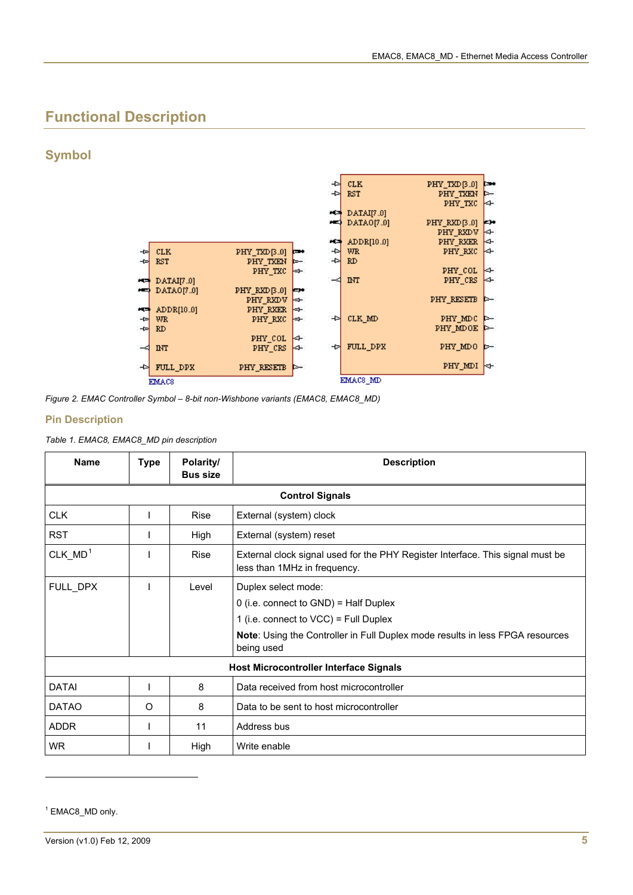# Functional Description

## Symbol

Figure 2. EMAC Controller Symbol – 8-bit non-Wishbone variants (EMAC8, EMAC8_MD)

### Pin Description

Table 1. EMAC8, EMAC8_MD pin description

| Name | Type | Polarity/ Bus size | Description |
|---|---|---|---|
| **Control Signals** | | | |
| CLK | I | Rise | External (system) clock |
| RST | I | High | External (system) reset |
| CLK_MD[1] | I | Rise | External clock signal used for the PHY Register Interface. This signal must be less than 1MHz in frequency. |
| FULL_DPX | I | Level | Duplex select mode:<br>0 (i.e. connect to GND) = Half Duplex<br>1 (i.e. connect to VCC) = Full Duplex<br>**Note**: Using the Controller in Full Duplex mode results in less FPGA resources being used |
| **Host Microcontroller Interface Signals** | | | |
| DATAI | I | 8 | Data received from host microcontroller |
| DATAO | O | 8 | Data to be sent to host microcontroller |
| ADDR | I | 11 | Address bus |
| WR | I | High | Write enable |

[1] EMAC8_MD only.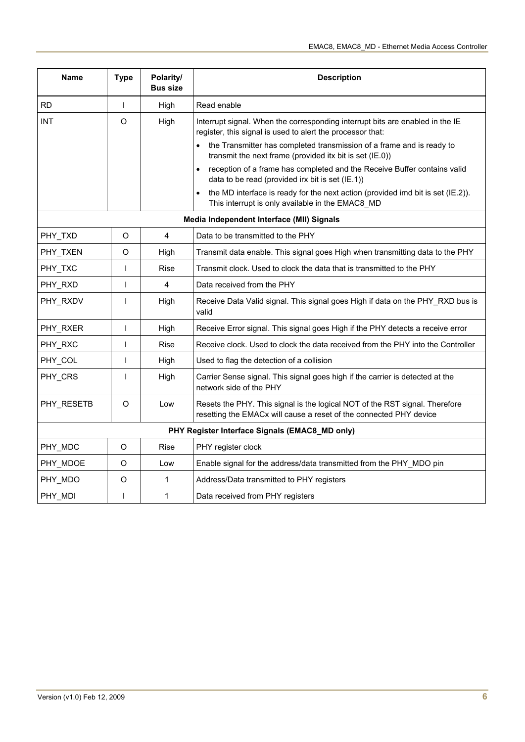| Name | Type | Polarity/ Bus size | Description |
|---|---|---|---|
| RD | I | High | Read enable |
| INT | O | High | Interrupt signal. When the corresponding interrupt bits are enabled in the IE register, this signal is used to alert the processor that:<br>• the Transmitter has completed transmission of a frame and is ready to transmit the next frame (provided itx bit is set (IE.0))<br>• reception of a frame has completed and the Receive Buffer contains valid data to be read (provided irx bit is set (IE.1))<br>• the MD interface is ready for the next action (provided imd bit is set (IE.2)). This interrupt is only available in the EMAC8_MD |
| **Media Independent Interface (MII) Signals** | | | |
| PHY_TXD | O | 4 | Data to be transmitted to the PHY |
| PHY_TXEN | O | High | Transmit data enable. This signal goes High when transmitting data to the PHY |
| PHY_TXC | I | Rise | Transmit clock. Used to clock the data that is transmitted to the PHY |
| PHY_RXD | I | 4 | Data received from the PHY |
| PHY_RXDV | I | High | Receive Data Valid signal. This signal goes High if data on the PHY_RXD bus is valid |
| PHY_RXER | I | High | Receive Error signal. This signal goes High if the PHY detects a receive error |
| PHY_RXC | I | Rise | Receive clock. Used to clock the data received from the PHY into the Controller |
| PHY_COL | I | High | Used to flag the detection of a collision |
| PHY_CRS | I | High | Carrier Sense signal. This signal goes high if the carrier is detected at the network side of the PHY |
| PHY_RESETB | O | Low | Resets the PHY. This signal is the logical NOT of the RST signal. Therefore resetting the EMACx will cause a reset of the connected PHY device |
| **PHY Register Interface Signals (EMAC8_MD only)** | | | |
| PHY_MDC | O | Rise | PHY register clock |
| PHY_MDOE | O | Low | Enable signal for the address/data transmitted from the PHY_MDO pin |
| PHY_MDO | O | 1 | Address/Data transmitted to PHY registers |
| PHY_MDI | I | 1 | Data received from PHY registers |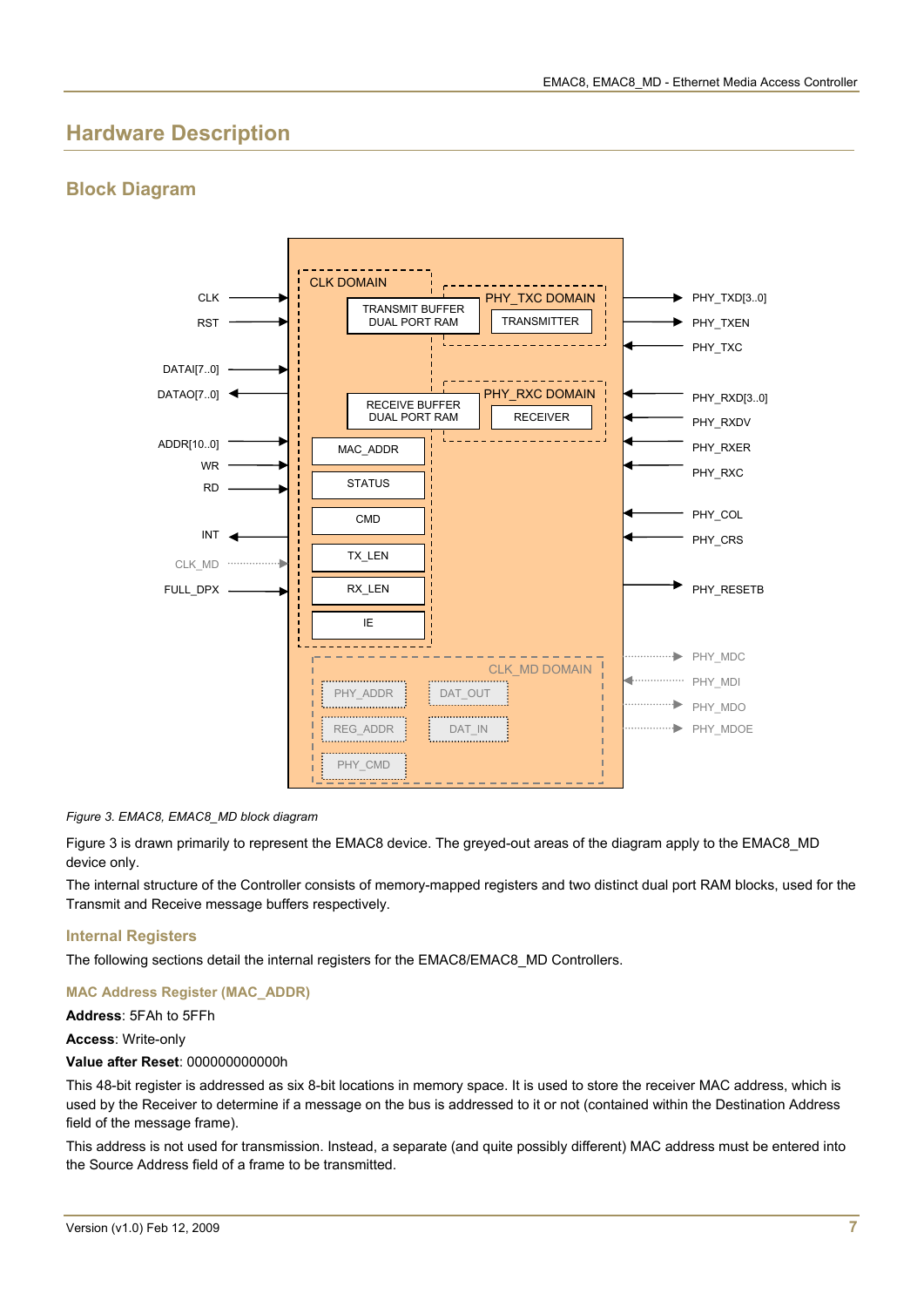# Hardware Description

## Block Diagram

*Figure 3. EMAC8, EMAC8_MD block diagram*

Figure 3 is drawn primarily to represent the EMAC8 device. The greyed-out areas of the diagram apply to the EMAC8_MD device only.

The internal structure of the Controller consists of memory-mapped registers and two distinct dual port RAM blocks, used for the Transmit and Receive message buffers respectively.

### Internal Registers

The following sections detail the internal registers for the EMAC8/EMAC8_MD Controllers.

#### MAC Address Register (MAC_ADDR)

**Address**: 5FAh to 5FFh

**Access**: Write-only

**Value after Reset**: 000000000000h

This 48-bit register is addressed as six 8-bit locations in memory space. It is used to store the receiver MAC address, which is used by the Receiver to determine if a message on the bus is addressed to it or not (contained within the Destination Address field of the message frame).

This address is not used for transmission. Instead, a separate (and quite possibly different) MAC address must be entered into the Source Address field of a frame to be transmitted.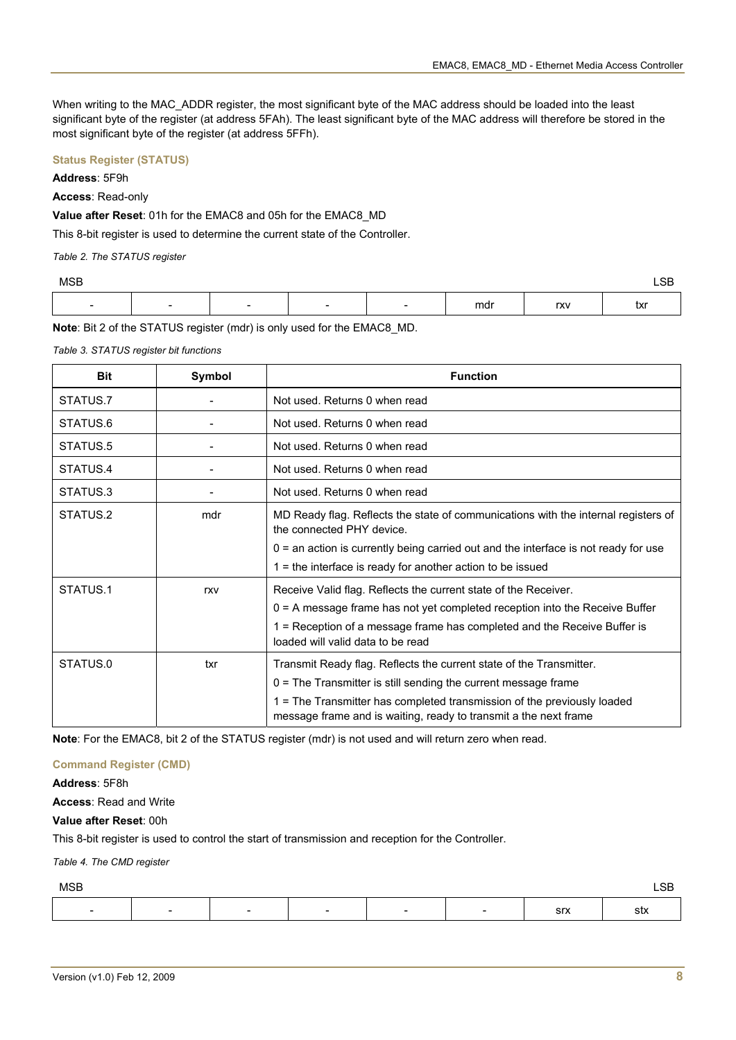When writing to the MAC_ADDR register, the most significant byte of the MAC address should be loaded into the least significant byte of the register (at address 5FAh). The least significant byte of the MAC address will therefore be stored in the most significant byte of the register (at address 5FFh).

### Status Register (STATUS)

**Address**: 5F9h

**Access**: Read-only

**Value after Reset**: 01h for the EMAC8 and 05h for the EMAC8_MD

This 8-bit register is used to determine the current state of the Controller.

*Table 2. The STATUS register*

| MSB | | | | | | | LSB |
|---|---|---|---|---|---|---|---|
| - | - | - | - | - | mdr | rxv | txr |

**Note**: Bit 2 of the STATUS register (mdr) is only used for the EMAC8_MD.

*Table 3. STATUS register bit functions*

| Bit | Symbol | Function |
|---|---|---|
| STATUS.7 | - | Not used. Returns 0 when read |
| STATUS.6 | - | Not used. Returns 0 when read |
| STATUS.5 | - | Not used. Returns 0 when read |
| STATUS.4 | - | Not used. Returns 0 when read |
| STATUS.3 | - | Not used. Returns 0 when read |
| STATUS.2 | mdr | MD Ready flag. Reflects the state of communications with the internal registers of the connected PHY device.<br>0 = an action is currently being carried out and the interface is not ready for use<br>1 = the interface is ready for another action to be issued |
| STATUS.1 | rxv | Receive Valid flag. Reflects the current state of the Receiver.<br>0 = A message frame has not yet completed reception into the Receive Buffer<br>1 = Reception of a message frame has completed and the Receive Buffer is loaded will valid data to be read |
| STATUS.0 | txr | Transmit Ready flag. Reflects the current state of the Transmitter.<br>0 = The Transmitter is still sending the current message frame<br>1 = The Transmitter has completed transmission of the previously loaded message frame and is waiting, ready to transmit a the next frame |

**Note**: For the EMAC8, bit 2 of the STATUS register (mdr) is not used and will return zero when read.

### Command Register (CMD)

**Address**: 5F8h

**Access**: Read and Write

**Value after Reset**: 00h

This 8-bit register is used to control the start of transmission and reception for the Controller.

*Table 4. The CMD register*

| MSB | | | | | | | LSB |
|---|---|---|---|---|---|---|---|
| - | - | - | - | - | - | srx | stx |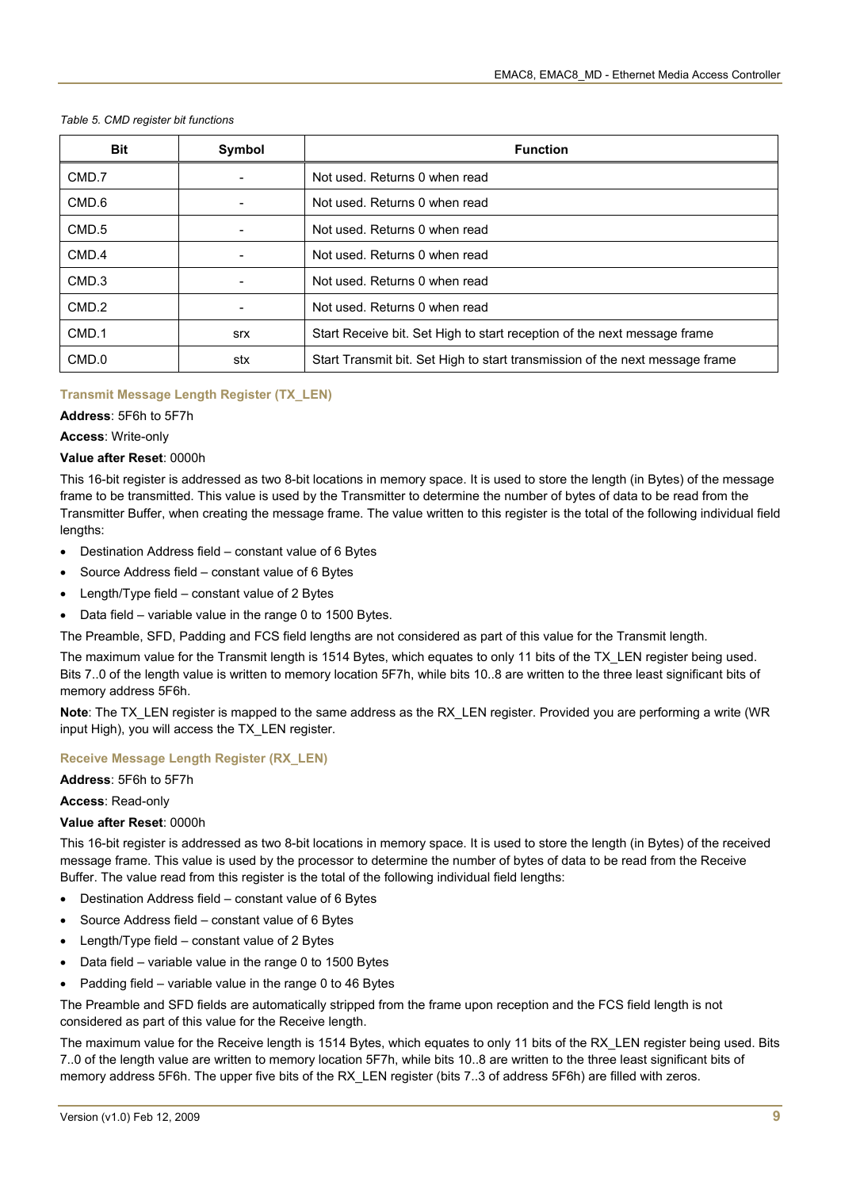*Table 5. CMD register bit functions*

| Bit | Symbol | Function |
| --- | --- | --- |
| CMD.7 | - | Not used. Returns 0 when read |
| CMD.6 | - | Not used. Returns 0 when read |
| CMD.5 | - | Not used. Returns 0 when read |
| CMD.4 | - | Not used. Returns 0 when read |
| CMD.3 | - | Not used. Returns 0 when read |
| CMD.2 | - | Not used. Returns 0 when read |
| CMD.1 | srx | Start Receive bit. Set High to start reception of the next message frame |
| CMD.0 | stx | Start Transmit bit. Set High to start transmission of the next message frame |

### Transmit Message Length Register (TX_LEN)

**Address**: 5F6h to 5F7h

**Access**: Write-only

**Value after Reset**: 0000h

This 16-bit register is addressed as two 8-bit locations in memory space. It is used to store the length (in Bytes) of the message frame to be transmitted. This value is used by the Transmitter to determine the number of bytes of data to be read from the Transmitter Buffer, when creating the message frame. The value written to this register is the total of the following individual field lengths:

- Destination Address field – constant value of 6 Bytes
- Source Address field – constant value of 6 Bytes
- Length/Type field – constant value of 2 Bytes
- Data field – variable value in the range 0 to 1500 Bytes.

The Preamble, SFD, Padding and FCS field lengths are not considered as part of this value for the Transmit length.

The maximum value for the Transmit length is 1514 Bytes, which equates to only 11 bits of the TX_LEN register being used. Bits 7..0 of the length value is written to memory location 5F7h, while bits 10..8 are written to the three least significant bits of memory address 5F6h.

**Note**: The TX_LEN register is mapped to the same address as the RX_LEN register. Provided you are performing a write (WR input High), you will access the TX_LEN register.

### Receive Message Length Register (RX_LEN)

**Address**: 5F6h to 5F7h

**Access**: Read-only

**Value after Reset**: 0000h

This 16-bit register is addressed as two 8-bit locations in memory space. It is used to store the length (in Bytes) of the received message frame. This value is used by the processor to determine the number of bytes of data to be read from the Receive Buffer. The value read from this register is the total of the following individual field lengths:

- Destination Address field – constant value of 6 Bytes
- Source Address field – constant value of 6 Bytes
- Length/Type field – constant value of 2 Bytes
- Data field – variable value in the range 0 to 1500 Bytes
- Padding field – variable value in the range 0 to 46 Bytes

The Preamble and SFD fields are automatically stripped from the frame upon reception and the FCS field length is not considered as part of this value for the Receive length.

The maximum value for the Receive length is 1514 Bytes, which equates to only 11 bits of the RX_LEN register being used. Bits 7..0 of the length value are written to memory location 5F7h, while bits 10..8 are written to the three least significant bits of memory address 5F6h. The upper five bits of the RX_LEN register (bits 7..3 of address 5F6h) are filled with zeros.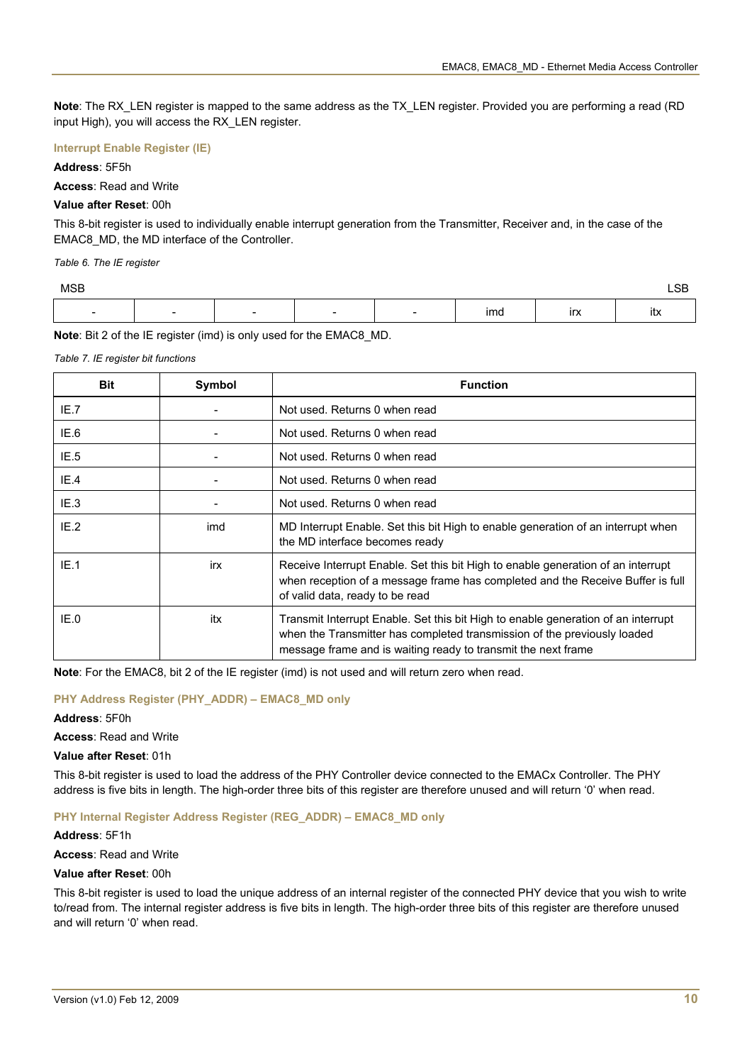**Note**: The RX_LEN register is mapped to the same address as the TX_LEN register. Provided you are performing a read (RD input High), you will access the RX_LEN register.

### Interrupt Enable Register (IE)

**Address**: 5F5h

**Access**: Read and Write

**Value after Reset**: 00h

This 8-bit register is used to individually enable interrupt generation from the Transmitter, Receiver and, in the case of the EMAC8_MD, the MD interface of the Controller.

*Table 6. The IE register*

| MSB | | | | | | | LSB |
|---|---|---|---|---|---|---|---|
| - | - | - | - | - | imd | irx | itx |

**Note**: Bit 2 of the IE register (imd) is only used for the EMAC8_MD.

*Table 7. IE register bit functions*

| Bit | Symbol | Function |
|---|---|---|
| IE.7 | - | Not used. Returns 0 when read |
| IE.6 | - | Not used. Returns 0 when read |
| IE.5 | - | Not used. Returns 0 when read |
| IE.4 | - | Not used. Returns 0 when read |
| IE.3 | - | Not used. Returns 0 when read |
| IE.2 | imd | MD Interrupt Enable. Set this bit High to enable generation of an interrupt when the MD interface becomes ready |
| IE.1 | irx | Receive Interrupt Enable. Set this bit High to enable generation of an interrupt when reception of a message frame has completed and the Receive Buffer is full of valid data, ready to be read |
| IE.0 | itx | Transmit Interrupt Enable. Set this bit High to enable generation of an interrupt when the Transmitter has completed transmission of the previously loaded message frame and is waiting ready to transmit the next frame |

**Note**: For the EMAC8, bit 2 of the IE register (imd) is not used and will return zero when read.

### PHY Address Register (PHY_ADDR) – EMAC8_MD only

**Address**: 5F0h

**Access**: Read and Write

**Value after Reset**: 01h

This 8-bit register is used to load the address of the PHY Controller device connected to the EMACx Controller. The PHY address is five bits in length. The high-order three bits of this register are therefore unused and will return '0' when read.

### PHY Internal Register Address Register (REG_ADDR) – EMAC8_MD only

**Address**: 5F1h

**Access**: Read and Write

**Value after Reset**: 00h

This 8-bit register is used to load the unique address of an internal register of the connected PHY device that you wish to write to/read from. The internal register address is five bits in length. The high-order three bits of this register are therefore unused and will return '0' when read.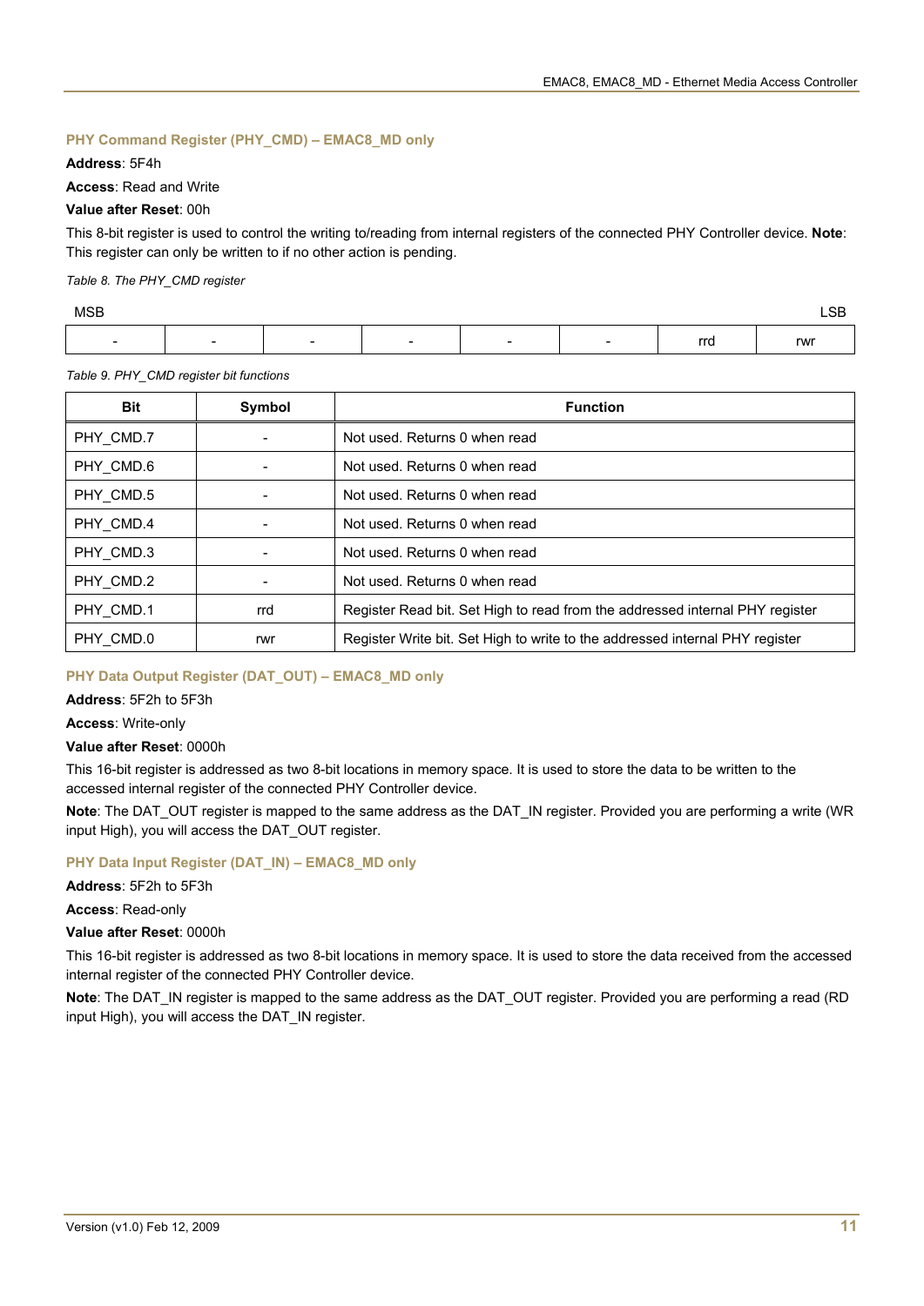### PHY Command Register (PHY_CMD) – EMAC8_MD only

**Address**: 5F4h

**Access**: Read and Write

**Value after Reset**: 00h

This 8-bit register is used to control the writing to/reading from internal registers of the connected PHY Controller device. **Note**: This register can only be written to if no other action is pending.

*Table 8. The PHY_CMD register*

| MSB | | | | | | | LSB |
|---|---|---|---|---|---|---|---|
| - | - | - | - | - | - | rrd | rwr |

*Table 9. PHY_CMD register bit functions*

| Bit | Symbol | Function |
|---|---|---|
| PHY_CMD.7 | - | Not used. Returns 0 when read |
| PHY_CMD.6 | - | Not used. Returns 0 when read |
| PHY_CMD.5 | - | Not used. Returns 0 when read |
| PHY_CMD.4 | - | Not used. Returns 0 when read |
| PHY_CMD.3 | - | Not used. Returns 0 when read |
| PHY_CMD.2 | - | Not used. Returns 0 when read |
| PHY_CMD.1 | rrd | Register Read bit. Set High to read from the addressed internal PHY register |
| PHY_CMD.0 | rwr | Register Write bit. Set High to write to the addressed internal PHY register |

### PHY Data Output Register (DAT_OUT) – EMAC8_MD only

**Address**: 5F2h to 5F3h

**Access**: Write-only

**Value after Reset**: 0000h

This 16-bit register is addressed as two 8-bit locations in memory space. It is used to store the data to be written to the accessed internal register of the connected PHY Controller device.

**Note**: The DAT_OUT register is mapped to the same address as the DAT_IN register. Provided you are performing a write (WR input High), you will access the DAT_OUT register.

### PHY Data Input Register (DAT_IN) – EMAC8_MD only

**Address**: 5F2h to 5F3h

**Access**: Read-only

**Value after Reset**: 0000h

This 16-bit register is addressed as two 8-bit locations in memory space. It is used to store the data received from the accessed internal register of the connected PHY Controller device.

**Note**: The DAT_IN register is mapped to the same address as the DAT_OUT register. Provided you are performing a read (RD input High), you will access the DAT_IN register.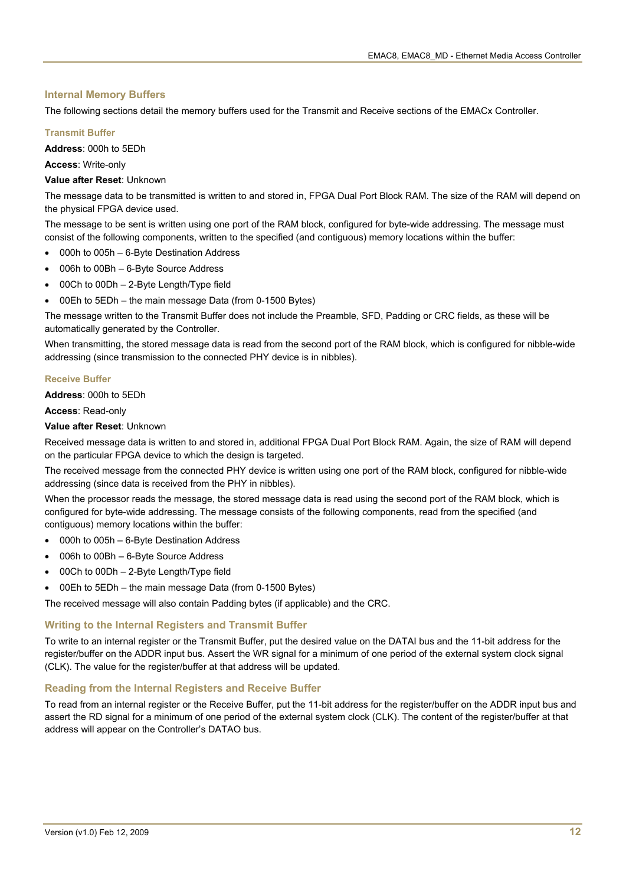## Internal Memory Buffers

The following sections detail the memory buffers used for the Transmit and Receive sections of the EMACx Controller.

### Transmit Buffer

**Address**: 000h to 5EDh

**Access**: Write-only

**Value after Reset**: Unknown

The message data to be transmitted is written to and stored in, FPGA Dual Port Block RAM. The size of the RAM will depend on the physical FPGA device used.

The message to be sent is written using one port of the RAM block, configured for byte-wide addressing. The message must consist of the following components, written to the specified (and contiguous) memory locations within the buffer:

- 000h to 005h – 6-Byte Destination Address
- 006h to 00Bh – 6-Byte Source Address
- 00Ch to 00Dh – 2-Byte Length/Type field
- 00Eh to 5EDh – the main message Data (from 0-1500 Bytes)

The message written to the Transmit Buffer does not include the Preamble, SFD, Padding or CRC fields, as these will be automatically generated by the Controller.

When transmitting, the stored message data is read from the second port of the RAM block, which is configured for nibble-wide addressing (since transmission to the connected PHY device is in nibbles).

### Receive Buffer

**Address**: 000h to 5EDh

**Access**: Read-only

**Value after Reset**: Unknown

Received message data is written to and stored in, additional FPGA Dual Port Block RAM. Again, the size of RAM will depend on the particular FPGA device to which the design is targeted.

The received message from the connected PHY device is written using one port of the RAM block, configured for nibble-wide addressing (since data is received from the PHY in nibbles).

When the processor reads the message, the stored message data is read using the second port of the RAM block, which is configured for byte-wide addressing. The message consists of the following components, read from the specified (and contiguous) memory locations within the buffer:

- 000h to 005h – 6-Byte Destination Address
- 006h to 00Bh – 6-Byte Source Address
- 00Ch to 00Dh – 2-Byte Length/Type field
- 00Eh to 5EDh – the main message Data (from 0-1500 Bytes)

The received message will also contain Padding bytes (if applicable) and the CRC.

## Writing to the Internal Registers and Transmit Buffer

To write to an internal register or the Transmit Buffer, put the desired value on the DATAI bus and the 11-bit address for the register/buffer on the ADDR input bus. Assert the WR signal for a minimum of one period of the external system clock signal (CLK). The value for the register/buffer at that address will be updated.

## Reading from the Internal Registers and Receive Buffer

To read from an internal register or the Receive Buffer, put the 11-bit address for the register/buffer on the ADDR input bus and assert the RD signal for a minimum of one period of the external system clock (CLK). The content of the register/buffer at that address will appear on the Controller's DATAO bus.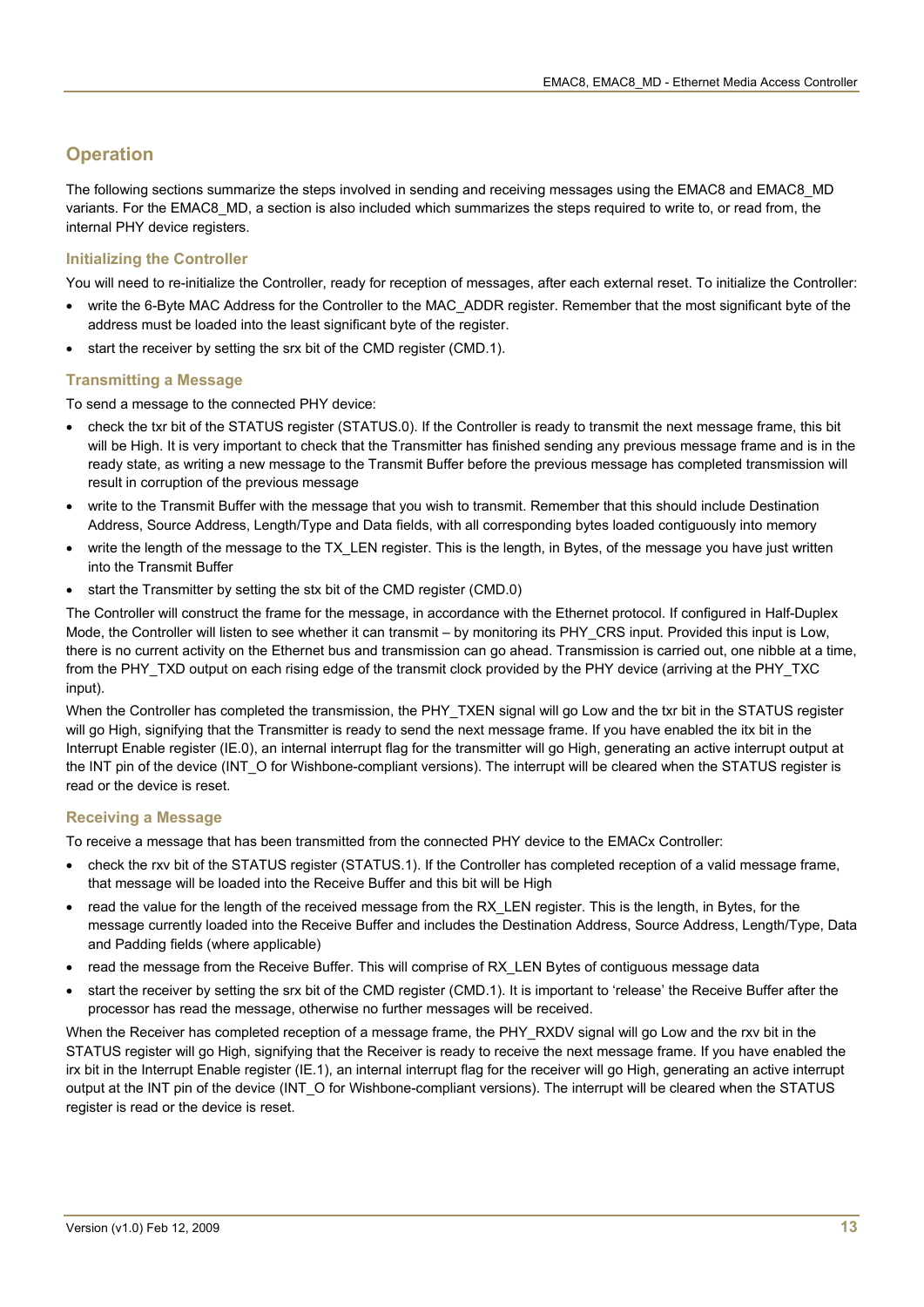## Operation

The following sections summarize the steps involved in sending and receiving messages using the EMAC8 and EMAC8_MD variants. For the EMAC8_MD, a section is also included which summarizes the steps required to write to, or read from, the internal PHY device registers.

### Initializing the Controller

You will need to re-initialize the Controller, ready for reception of messages, after each external reset. To initialize the Controller:

- write the 6-Byte MAC Address for the Controller to the MAC_ADDR register. Remember that the most significant byte of the address must be loaded into the least significant byte of the register.
- start the receiver by setting the srx bit of the CMD register (CMD.1).

### Transmitting a Message

To send a message to the connected PHY device:

- check the txr bit of the STATUS register (STATUS.0). If the Controller is ready to transmit the next message frame, this bit will be High. It is very important to check that the Transmitter has finished sending any previous message frame and is in the ready state, as writing a new message to the Transmit Buffer before the previous message has completed transmission will result in corruption of the previous message
- write to the Transmit Buffer with the message that you wish to transmit. Remember that this should include Destination Address, Source Address, Length/Type and Data fields, with all corresponding bytes loaded contiguously into memory
- write the length of the message to the TX_LEN register. This is the length, in Bytes, of the message you have just written into the Transmit Buffer
- start the Transmitter by setting the stx bit of the CMD register (CMD.0)

The Controller will construct the frame for the message, in accordance with the Ethernet protocol. If configured in Half-Duplex Mode, the Controller will listen to see whether it can transmit – by monitoring its PHY_CRS input. Provided this input is Low, there is no current activity on the Ethernet bus and transmission can go ahead. Transmission is carried out, one nibble at a time, from the PHY_TXD output on each rising edge of the transmit clock provided by the PHY device (arriving at the PHY_TXC input).

When the Controller has completed the transmission, the PHY_TXEN signal will go Low and the txr bit in the STATUS register will go High, signifying that the Transmitter is ready to send the next message frame. If you have enabled the itx bit in the Interrupt Enable register (IE.0), an internal interrupt flag for the transmitter will go High, generating an active interrupt output at the INT pin of the device (INT_O for Wishbone-compliant versions). The interrupt will be cleared when the STATUS register is read or the device is reset.

### Receiving a Message

To receive a message that has been transmitted from the connected PHY device to the EMACx Controller:

- check the rxv bit of the STATUS register (STATUS.1). If the Controller has completed reception of a valid message frame, that message will be loaded into the Receive Buffer and this bit will be High
- read the value for the length of the received message from the RX_LEN register. This is the length, in Bytes, for the message currently loaded into the Receive Buffer and includes the Destination Address, Source Address, Length/Type, Data and Padding fields (where applicable)
- read the message from the Receive Buffer. This will comprise of RX_LEN Bytes of contiguous message data
- start the receiver by setting the srx bit of the CMD register (CMD.1). It is important to 'release' the Receive Buffer after the processor has read the message, otherwise no further messages will be received.

When the Receiver has completed reception of a message frame, the PHY_RXDV signal will go Low and the rxv bit in the STATUS register will go High, signifying that the Receiver is ready to receive the next message frame. If you have enabled the irx bit in the Interrupt Enable register (IE.1), an internal interrupt flag for the receiver will go High, generating an active interrupt output at the INT pin of the device (INT_O for Wishbone-compliant versions). The interrupt will be cleared when the STATUS register is read or the device is reset.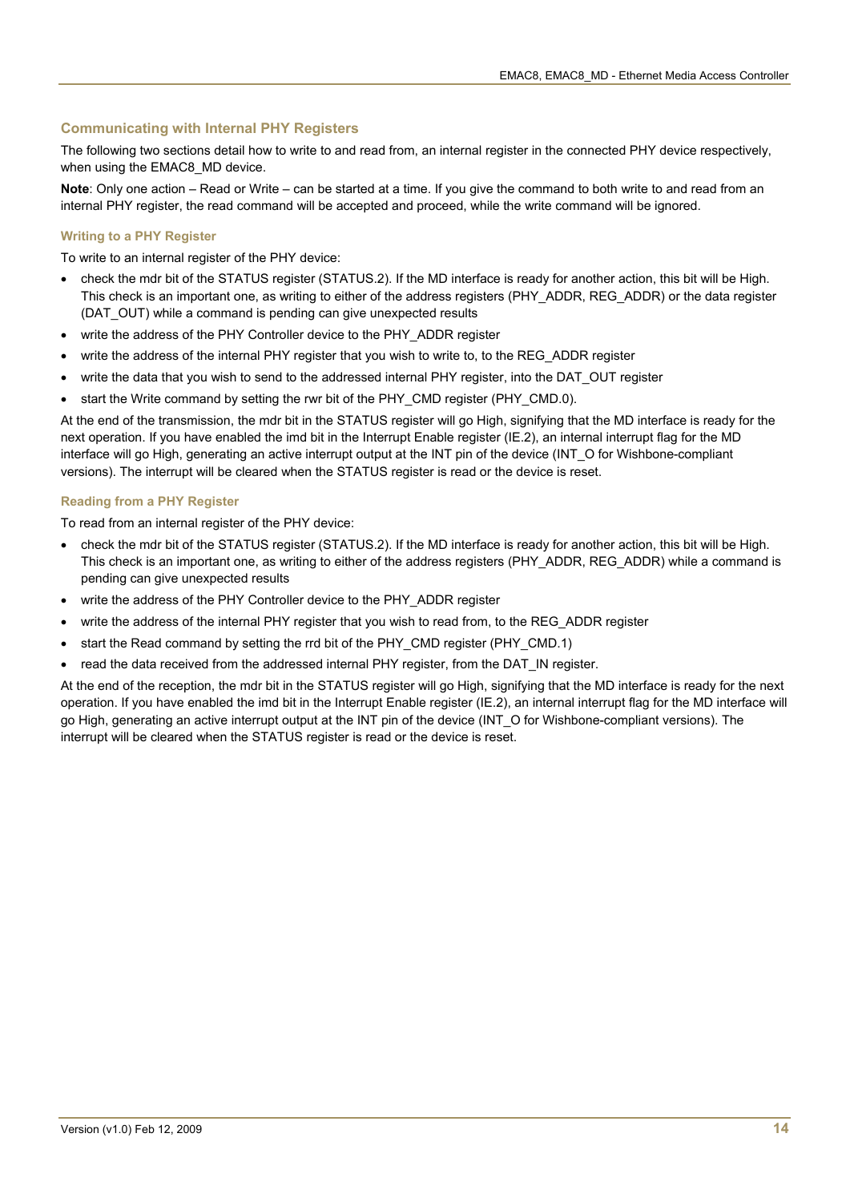## Communicating with Internal PHY Registers

The following two sections detail how to write to and read from, an internal register in the connected PHY device respectively, when using the EMAC8_MD device.

**Note**: Only one action – Read or Write – can be started at a time. If you give the command to both write to and read from an internal PHY register, the read command will be accepted and proceed, while the write command will be ignored.

### Writing to a PHY Register

To write to an internal register of the PHY device:

- check the mdr bit of the STATUS register (STATUS.2). If the MD interface is ready for another action, this bit will be High. This check is an important one, as writing to either of the address registers (PHY_ADDR, REG_ADDR) or the data register (DAT_OUT) while a command is pending can give unexpected results
- write the address of the PHY Controller device to the PHY_ADDR register
- write the address of the internal PHY register that you wish to write to, to the REG_ADDR register
- write the data that you wish to send to the addressed internal PHY register, into the DAT_OUT register
- start the Write command by setting the rwr bit of the PHY_CMD register (PHY_CMD.0).

At the end of the transmission, the mdr bit in the STATUS register will go High, signifying that the MD interface is ready for the next operation. If you have enabled the imd bit in the Interrupt Enable register (IE.2), an internal interrupt flag for the MD interface will go High, generating an active interrupt output at the INT pin of the device (INT_O for Wishbone-compliant versions). The interrupt will be cleared when the STATUS register is read or the device is reset.

### Reading from a PHY Register

To read from an internal register of the PHY device:

- check the mdr bit of the STATUS register (STATUS.2). If the MD interface is ready for another action, this bit will be High. This check is an important one, as writing to either of the address registers (PHY_ADDR, REG_ADDR) while a command is pending can give unexpected results
- write the address of the PHY Controller device to the PHY_ADDR register
- write the address of the internal PHY register that you wish to read from, to the REG_ADDR register
- start the Read command by setting the rrd bit of the PHY_CMD register (PHY_CMD.1)
- read the data received from the addressed internal PHY register, from the DAT_IN register.

At the end of the reception, the mdr bit in the STATUS register will go High, signifying that the MD interface is ready for the next operation. If you have enabled the imd bit in the Interrupt Enable register (IE.2), an internal interrupt flag for the MD interface will go High, generating an active interrupt output at the INT pin of the device (INT_O for Wishbone-compliant versions). The interrupt will be cleared when the STATUS register is read or the device is reset.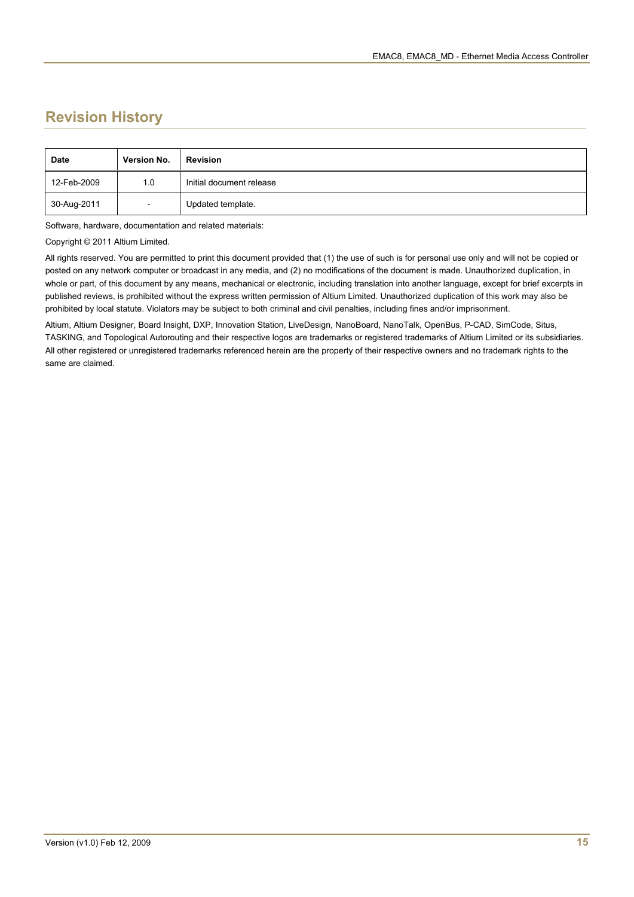# Revision History

| Date | Version No. | Revision |
|---|---|---|
| 12-Feb-2009 | 1.0 | Initial document release |
| 30-Aug-2011 | - | Updated template. |

Software, hardware, documentation and related materials:

Copyright © 2011 Altium Limited.

All rights reserved. You are permitted to print this document provided that (1) the use of such is for personal use only and will not be copied or posted on any network computer or broadcast in any media, and (2) no modifications of the document is made. Unauthorized duplication, in whole or part, of this document by any means, mechanical or electronic, including translation into another language, except for brief excerpts in published reviews, is prohibited without the express written permission of Altium Limited. Unauthorized duplication of this work may also be prohibited by local statute. Violators may be subject to both criminal and civil penalties, including fines and/or imprisonment.

Altium, Altium Designer, Board Insight, DXP, Innovation Station, LiveDesign, NanoBoard, NanoTalk, OpenBus, P-CAD, SimCode, Situs, TASKING, and Topological Autorouting and their respective logos are trademarks or registered trademarks of Altium Limited or its subsidiaries. All other registered or unregistered trademarks referenced herein are the property of their respective owners and no trademark rights to the same are claimed.